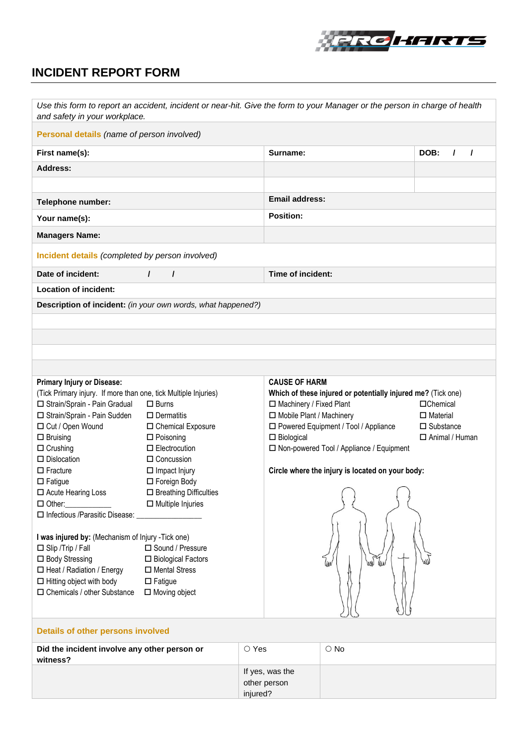# INCIDENT REPORT FORM

*Use this form to report an accident, incident or near-hit. Give the form to your Manager or the person in charge of health and safety in your workplace.*

**Personal details** *(name of person involved)*

| **First name(s):** | **Surname:** | **DOB: / /** |
|---|---|---|
| **Address:** | | |
| | | |
| **Telephone number:** | **Email address:** | |
| **Your name(s):** | **Position:** | |
| **Managers Name:** | | |

**Incident details** *(completed by person involved)*

| **Date of incident: / /** | **Time of incident:** |
|---|---|
| **Location of incident:** | |
| **Description of incident:** *(in your own words, what happened?)* | |
| | |
| | |
| | |
| | |

**Primary Injury or Disease:**
(Tick Primary injury. If more than one, tick Multiple Injuries)

- ☐ Strain/Sprain - Pain Gradual
- ☐ Strain/Sprain - Pain Sudden
- ☐ Cut / Open Wound
- ☐ Bruising
- ☐ Crushing
- ☐ Dislocation
- ☐ Fracture
- ☐ Fatigue
- ☐ Acute Hearing Loss
- ☐ Other:____________
- ☐ Burns
- ☐ Dermatitis
- ☐ Chemical Exposure
- ☐ Poisoning
- ☐ Electrocution
- ☐ Concussion
- ☐ Impact Injury
- ☐ Foreign Body
- ☐ Breathing Difficulties
- ☐ Multiple Injuries
- ☐ Infectious /Parasitic Disease: ________________

**I was injured by:** (Mechanism of Injury -Tick one)

- ☐ Slip /Trip / Fall
- ☐ Body Stressing
- ☐ Heat / Radiation / Energy
- ☐ Hitting object with body
- ☐ Chemicals / other Substance
- ☐ Sound / Pressure
- ☐ Biological Factors
- ☐ Mental Stress
- ☐ Fatigue
- ☐ Moving object

**CAUSE OF HARM**

**Which of these injured or potentially injured me?** (Tick one)

- ☐ Machinery / Fixed Plant
- ☐ Mobile Plant / Machinery
- ☐ Powered Equipment / Tool / Appliance
- ☐ Biological
- ☐ Non-powered Tool / Appliance / Equipment
- ☐ Chemical
- ☐ Material
- ☐ Substance
- ☐ Animal / Human

**Circle where the injury is located on your body:**

**Details of other persons involved**

| **Did the incident involve any other person or witness?** | ○ Yes | ○ No |
|---|---|---|
| | If yes, was the other person injured? | |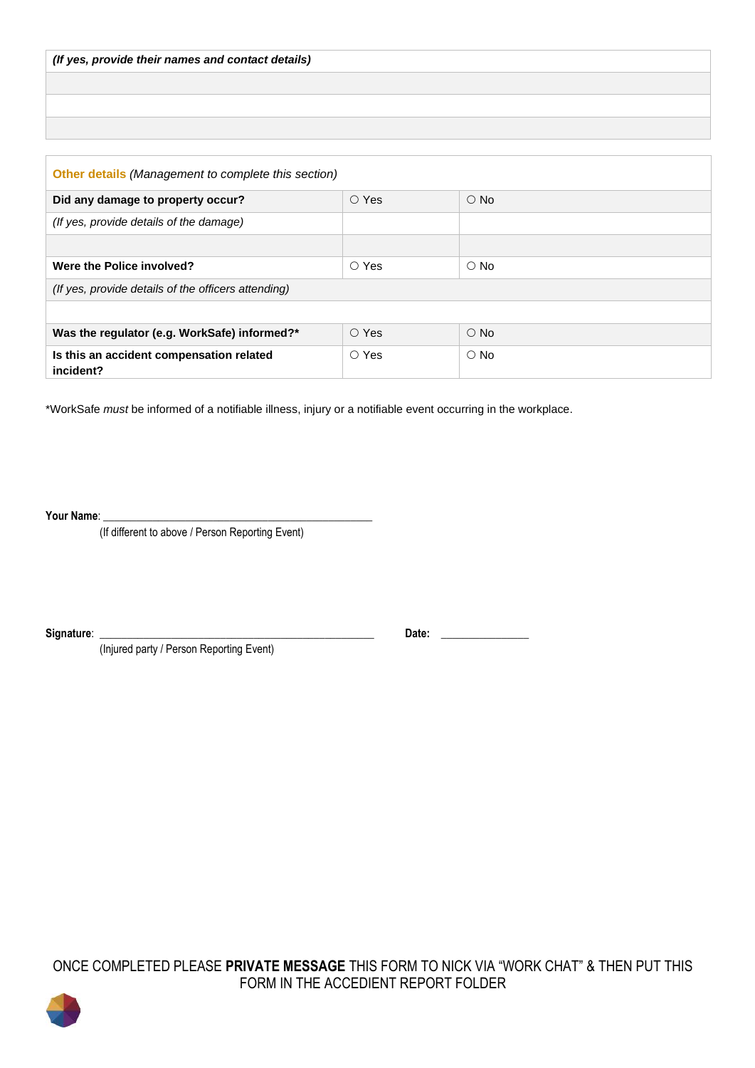| *(If yes, provide their names and contact details)* |
|---|
| |
| |
| |

| Other details *(Management to complete this section)* | | |
|---|---|---|
| **Did any damage to property occur?** | ○ Yes | ○ No |
| *(If yes, provide details of the damage)* | | |
| | | |
| **Were the Police involved?** | ○ Yes | ○ No |
| *(If yes, provide details of the officers attending)* | | |
| | | |
| **Was the regulator (e.g. WorkSafe) informed?*** | ○ Yes | ○ No |
| **Is this an accident compensation related incident?** | ○ Yes | ○ No |

*WorkSafe *must* be informed of a notifiable illness, injury or a notifiable event occurring in the workplace.

**Your Name**: ______________________________________________
(If different to above / Person Reporting Event)

**Signature**: ______________________________________________ **Date:** _______________
(Injured party / Person Reporting Event)

ONCE COMPLETED PLEASE **PRIVATE MESSAGE** THIS FORM TO NICK VIA "WORK CHAT" & THEN PUT THIS FORM IN THE ACCEDIENT REPORT FOLDER